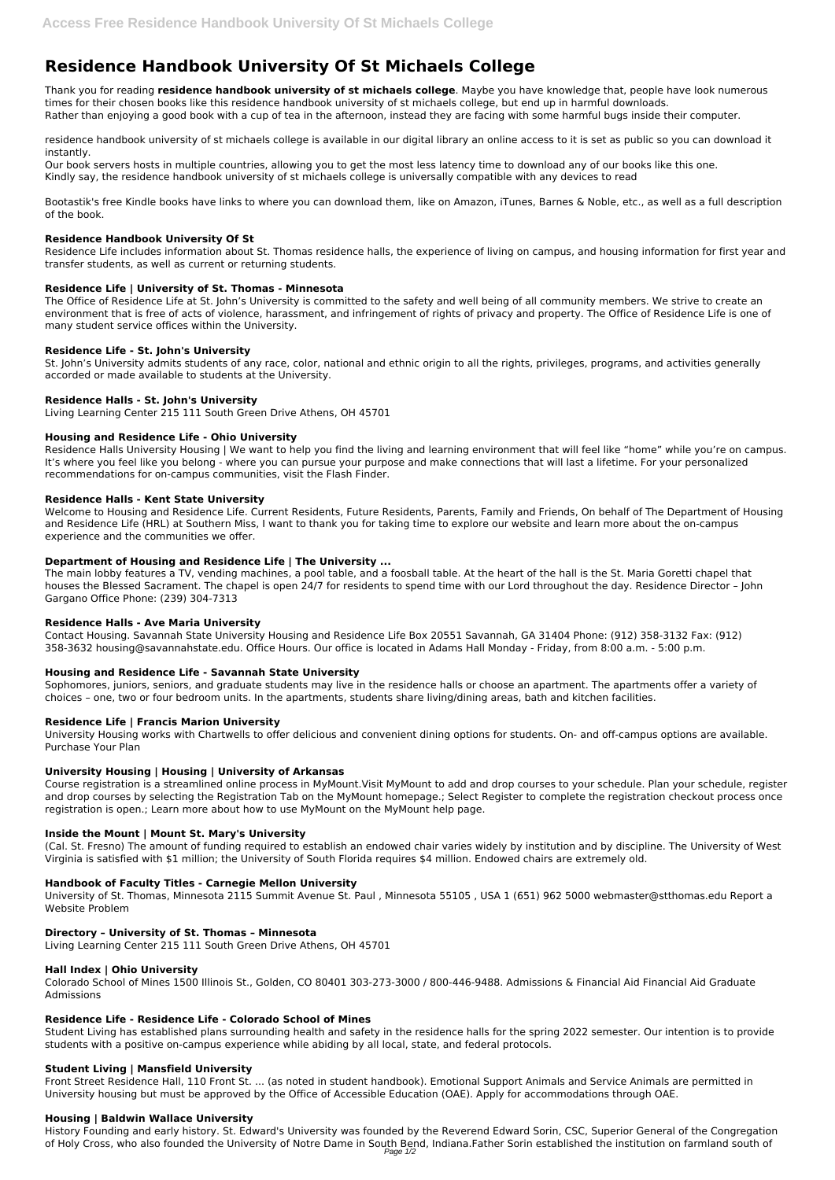# Residence Handbook University Of St Michaels College

Thank you for reading **residence handbook university of st michaels college**. Maybe you have knowledge that, people have look numerous times for their chosen books like this residence handbook university of st michaels college, but end up in harmful downloads. Rather than enjoying a good book with a cup of tea in the afternoon, instead they are facing with some harmful bugs inside their computer.

residence handbook university of st michaels college is available in our digital library an online access to it is set as public so you can download it instantly.
Our book servers hosts in multiple countries, allowing you to get the most less latency time to download any of our books like this one. Kindly say, the residence handbook university of st michaels college is universally compatible with any devices to read

Bootastik's free Kindle books have links to where you can download them, like on Amazon, iTunes, Barnes & Noble, etc., as well as a full description of the book.

### Residence Handbook University Of St

Residence Life includes information about St. Thomas residence halls, the experience of living on campus, and housing information for first year and transfer students, as well as current or returning students.

### Residence Life | University of St. Thomas - Minnesota

The Office of Residence Life at St. John's University is committed to the safety and well being of all community members. We strive to create an environment that is free of acts of violence, harassment, and infringement of rights of privacy and property. The Office of Residence Life is one of many student service offices within the University.

### Residence Life - St. John's University

St. John's University admits students of any race, color, national and ethnic origin to all the rights, privileges, programs, and activities generally accorded or made available to students at the University.

### Residence Halls - St. John's University

Living Learning Center 215 111 South Green Drive Athens, OH 45701

### Housing and Residence Life - Ohio University

Residence Halls University Housing | We want to help you find the living and learning environment that will feel like "home" while you're on campus. It's where you feel like you belong - where you can pursue your purpose and make connections that will last a lifetime. For your personalized recommendations for on-campus communities, visit the Flash Finder.

### Residence Halls - Kent State University

Welcome to Housing and Residence Life. Current Residents, Future Residents, Parents, Family and Friends, On behalf of The Department of Housing and Residence Life (HRL) at Southern Miss, I want to thank you for taking time to explore our website and learn more about the on-campus experience and the communities we offer.

### Department of Housing and Residence Life | The University ...

The main lobby features a TV, vending machines, a pool table, and a foosball table. At the heart of the hall is the St. Maria Goretti chapel that houses the Blessed Sacrament. The chapel is open 24/7 for residents to spend time with our Lord throughout the day. Residence Director – John Gargano Office Phone: (239) 304-7313

### Residence Halls - Ave Maria University

Contact Housing. Savannah State University Housing and Residence Life Box 20551 Savannah, GA 31404 Phone: (912) 358-3132 Fax: (912) 358-3632 housing@savannahstate.edu. Office Hours. Our office is located in Adams Hall Monday - Friday, from 8:00 a.m. - 5:00 p.m.

### Housing and Residence Life - Savannah State University

Sophomores, juniors, seniors, and graduate students may live in the residence halls or choose an apartment. The apartments offer a variety of choices – one, two or four bedroom units. In the apartments, students share living/dining areas, bath and kitchen facilities.

### Residence Life | Francis Marion University

University Housing works with Chartwells to offer delicious and convenient dining options for students. On- and off-campus options are available. Purchase Your Plan

### University Housing | Housing | University of Arkansas

Course registration is a streamlined online process in MyMount.Visit MyMount to add and drop courses to your schedule. Plan your schedule, register and drop courses by selecting the Registration Tab on the MyMount homepage.; Select Register to complete the registration checkout process once registration is open.; Learn more about how to use MyMount on the MyMount help page.

### Inside the Mount | Mount St. Mary's University

(Cal. St. Fresno) The amount of funding required to establish an endowed chair varies widely by institution and by discipline. The University of West Virginia is satisfied with $1 million; the University of South Florida requires $4 million. Endowed chairs are extremely old.

### Handbook of Faculty Titles - Carnegie Mellon University

University of St. Thomas, Minnesota 2115 Summit Avenue St. Paul , Minnesota 55105 , USA 1 (651) 962 5000 webmaster@stthomas.edu Report a Website Problem

### Directory – University of St. Thomas – Minnesota

Living Learning Center 215 111 South Green Drive Athens, OH 45701

### Hall Index | Ohio University

Colorado School of Mines 1500 Illinois St., Golden, CO 80401 303-273-3000 / 800-446-9488. Admissions & Financial Aid Financial Aid Graduate Admissions

### Residence Life - Residence Life - Colorado School of Mines

Student Living has established plans surrounding health and safety in the residence halls for the spring 2022 semester. Our intention is to provide students with a positive on-campus experience while abiding by all local, state, and federal protocols.

### Student Living | Mansfield University

Front Street Residence Hall, 110 Front St. ... (as noted in student handbook). Emotional Support Animals and Service Animals are permitted in University housing but must be approved by the Office of Accessible Education (OAE). Apply for accommodations through OAE.

### Housing | Baldwin Wallace University

History Founding and early history. St. Edward's University was founded by the Reverend Edward Sorin, CSC, Superior General of the Congregation of Holy Cross, who also founded the University of Notre Dame in South Bend, Indiana.Father Sorin established the institution on farmland south of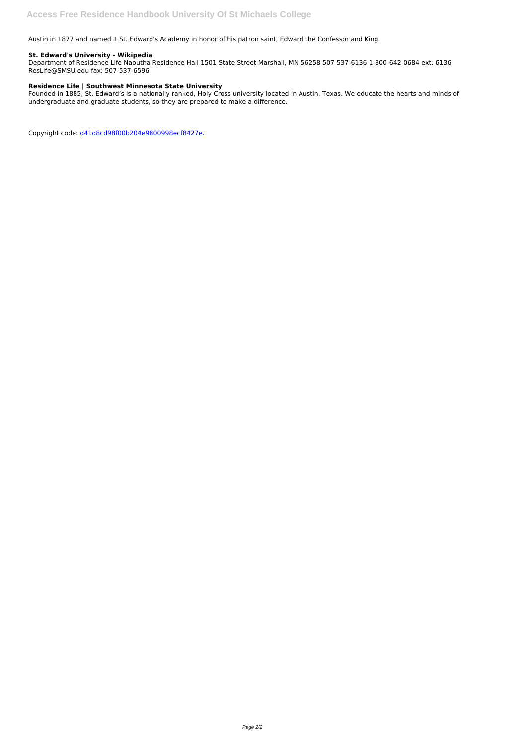Austin in 1877 and named it St. Edward's Academy in honor of his patron saint, Edward the Confessor and King.

**St. Edward's University - Wikipedia**

Department of Residence Life Naoutha Residence Hall 1501 State Street Marshall, MN 56258 507-537-6136 1-800-642-0684 ext. 6136 ResLife@SMSU.edu fax: 507-537-6596

**Residence Life | Southwest Minnesota State University**

Founded in 1885, St. Edward's is a nationally ranked, Holy Cross university located in Austin, Texas. We educate the hearts and minds of undergraduate and graduate students, so they are prepared to make a difference.

Copyright code: d41d8cd98f00b204e9800998ecf8427e.